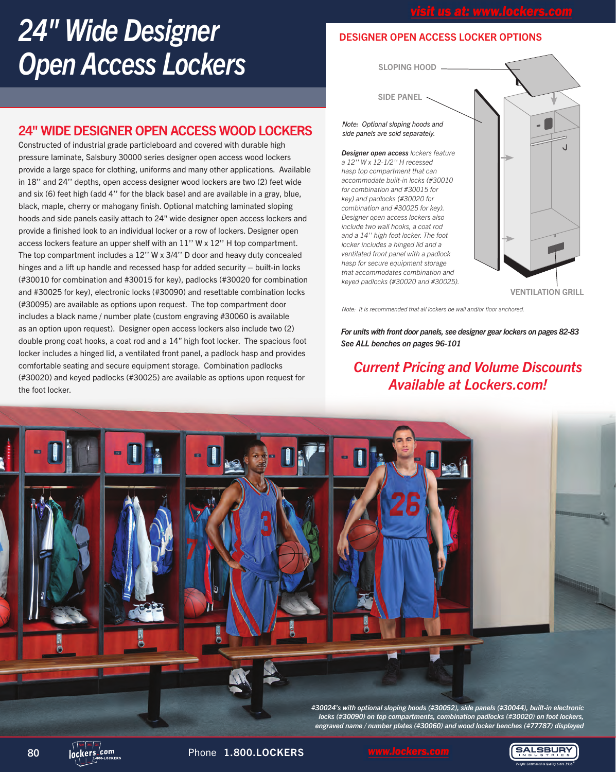# 24" Wide Designer Open Access Lockers

## 24" WIDE DESIGNER OPEN ACCESS WOOD LOCKERS

Constructed of industrial grade particleboard and covered with durable high pressure laminate, Salsbury 30000 series designer open access wood lockers provide a large space for clothing, uniforms and many other applications. Available in 18" and 24" depths, open access designer wood lockers are two (2) feet wide and six (6) feet high (add 4" for the black base) and are available in a gray, blue, black, maple, cherry or mahogany finish. Optional matching laminated sloping hoods and side panels easily attach to 24" wide designer open access lockers and provide a finished look to an individual locker or a row of lockers. Designer open access lockers feature an upper shelf with an 11" W x 12" H top compartment. The top compartment includes a 12" W x 3/4" D door and heavy duty concealed hinges and a lift up handle and recessed hasp for added security – built-in locks (#30010 for combination and #30015 for key), padlocks (#30020 for combination and #30025 for key), electronic locks (#30090) and resettable combination locks (#30095) are available as options upon request. The top compartment door includes a black name / number plate (custom engraving #30060 is available as an option upon request). Designer open access lockers also include two (2) double prong coat hooks, a coat rod and a 14" high foot locker. The spacious foot locker includes a hinged lid, a ventilated front panel, a padlock hasp and provides comfortable seating and secure equipment storage. Combination padlocks (#30020) and keyed padlocks (#30025) are available as options upon request for the foot locker.

## DESIGNER OPEN ACCESS LOCKER OPTIONS

SLOPING HOOD

SIDE PANEL

VENTILATION GRILL

*Note: Optional sloping hoods and side panels are sold separately.*

***Designer open access** lockers feature a 12" W x 12-1/2" H recessed hasp top compartment that can accommodate built-in locks (#30010 for combination and #30015 for key) and padlocks (#30020 for combination and #30025 for key). Designer open access lockers also include two wall hooks, a coat rod and a 14" high foot locker. The foot locker includes a hinged lid and a ventilated front panel with a padlock hasp for secure equipment storage that accommodates combination and keyed padlocks (#30020 and #30025).*

*Note: It is recommended that all lockers be wall and/or floor anchored.*

***For units with front door panels, see designer gear lockers on pages 82-83***
***See ALL benches on pages 96-101***

***Current Pricing and Volume Discounts Available at Lockers.com!***

*#30024's with optional sloping hoods (#30052), side panels (#30044), built-in electronic locks (#30090) on top compartments, combination padlocks (#30020) on foot lockers, engraved name / number plates (#30060) and wood locker benches (#77787) displayed*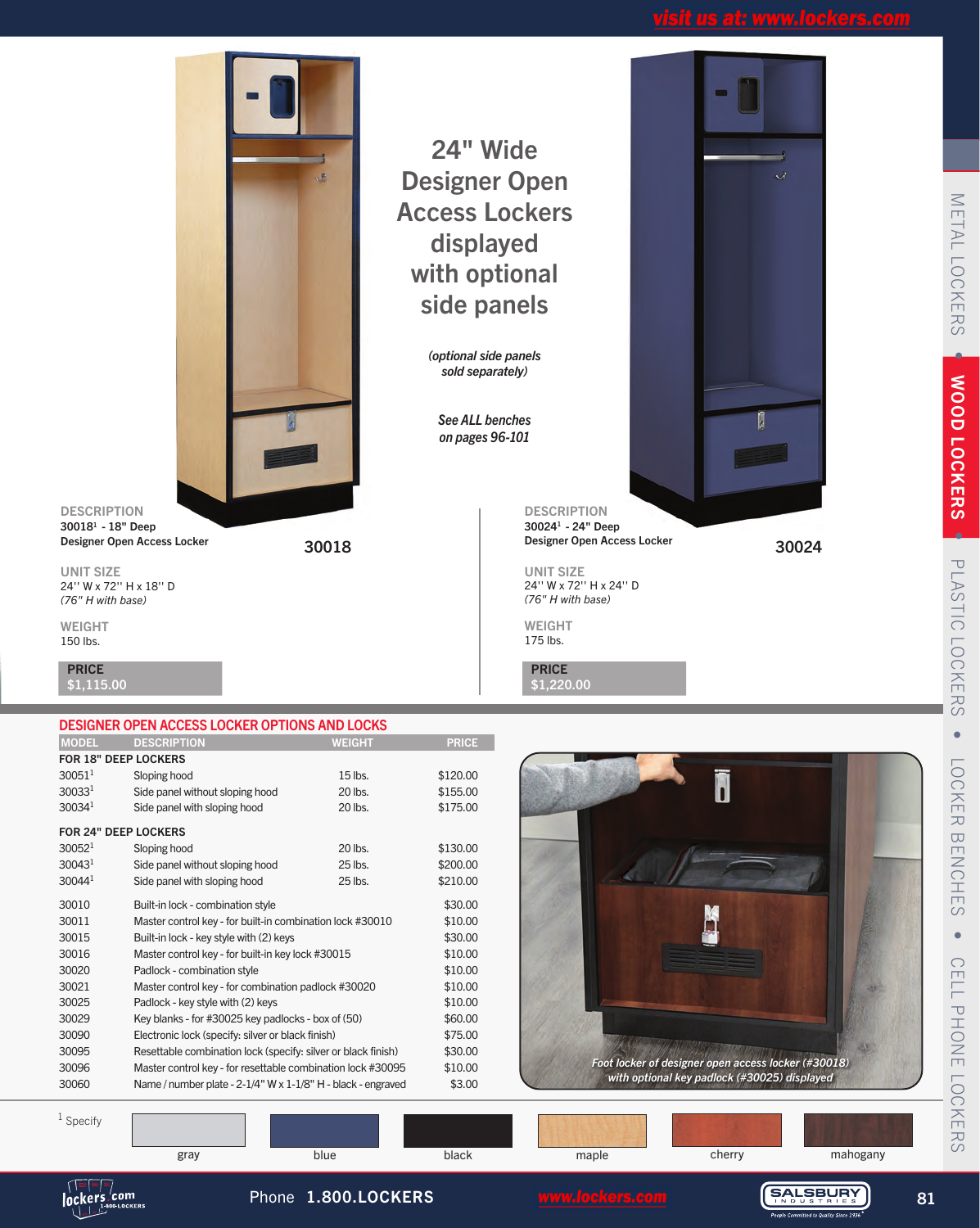# 24" Wide Designer Open Access Lockers displayed with optional side panels

*(optional side panels sold separately)*

*See ALL benches on pages 96-101*

**30018**

**DESCRIPTION**
**30018[1] - 18" Deep**
**Designer Open Access Locker**

**UNIT SIZE**
24'' W x 72'' H x 18'' D
*(76" H with base)*

**WEIGHT**
150 lbs.

**PRICE**
**$1,115.00**

**30024**

**DESCRIPTION**
**30024[1] - 24" Deep**
**Designer Open Access Locker**

**UNIT SIZE**
24'' W x 72'' H x 24'' D
*(76" H with base)*

**WEIGHT**
175 lbs.

**PRICE**
**$1,220.00**

## DESIGNER OPEN ACCESS LOCKER OPTIONS AND LOCKS

| MODEL | DESCRIPTION | WEIGHT | PRICE |
|---|---|---|---|
| **FOR 18" DEEP LOCKERS** | | | |
| 30051[1] | Sloping hood | 15 lbs. | $120.00 |
| 30033[1] | Side panel without sloping hood | 20 lbs. | $155.00 |
| 30034[1] | Side panel with sloping hood | 20 lbs. | $175.00 |
| **FOR 24" DEEP LOCKERS** | | | |
| 30052[1] | Sloping hood | 20 lbs. | $130.00 |
| 30043[1] | Side panel without sloping hood | 25 lbs. | $200.00 |
| 30044[1] | Side panel with sloping hood | 25 lbs. | $210.00 |
| 30010 | Built-in lock - combination style | | $30.00 |
| 30011 | Master control key - for built-in combination lock #30010 | | $10.00 |
| 30015 | Built-in lock - key style with (2) keys | | $30.00 |
| 30016 | Master control key - for built-in key lock #30015 | | $10.00 |
| 30020 | Padlock - combination style | | $10.00 |
| 30021 | Master control key - for combination padlock #30020 | | $10.00 |
| 30025 | Padlock - key style with (2) keys | | $10.00 |
| 30029 | Key blanks - for #30025 key padlocks - box of (50) | | $60.00 |
| 30090 | Electronic lock (specify: silver or black finish) | | $75.00 |
| 30095 | Resettable combination lock (specify: silver or black finish) | | $30.00 |
| 30096 | Master control key - for resettable combination lock #30095 | | $10.00 |
| 30060 | Name / number plate - 2-1/4" W x 1-1/8" H - black - engraved | | $3.00 |

*Foot locker of designer open access locker (#30018) with optional key padlock (#30025) displayed*

[1] Specify: gray, blue, black, maple, cherry, mahogany